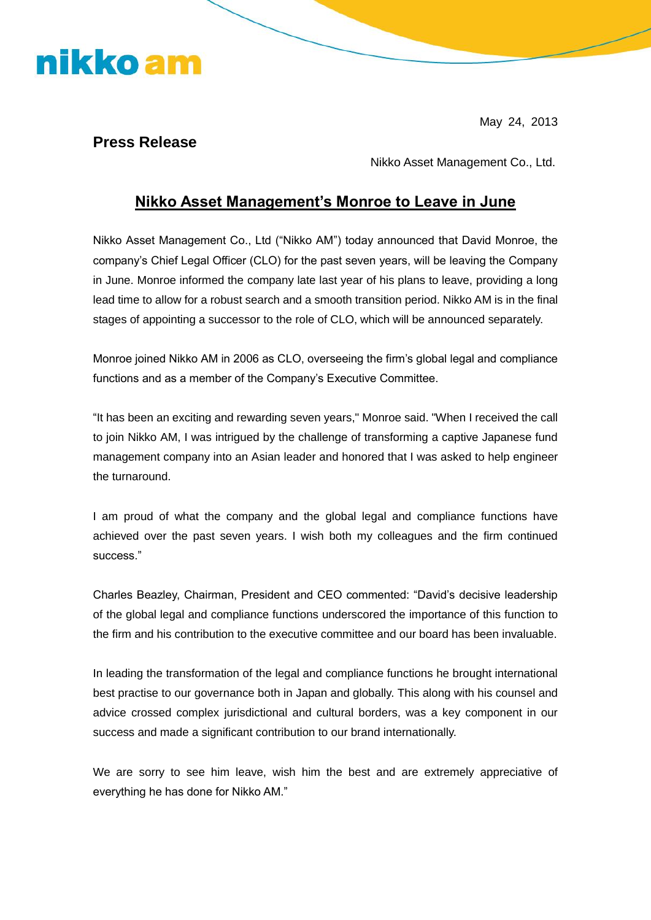nikko am

May 24, 2013

**Press Release**

Nikko Asset Management Co., Ltd.

# Nikko Asset Management's Monroe to Leave in June

Nikko Asset Management Co., Ltd ("Nikko AM") today announced that David Monroe, the company's Chief Legal Officer (CLO) for the past seven years, will be leaving the Company in June. Monroe informed the company late last year of his plans to leave, providing a long lead time to allow for a robust search and a smooth transition period. Nikko AM is in the final stages of appointing a successor to the role of CLO, which will be announced separately.

Monroe joined Nikko AM in 2006 as CLO, overseeing the firm's global legal and compliance functions and as a member of the Company's Executive Committee.

"It has been an exciting and rewarding seven years," Monroe said. "When I received the call to join Nikko AM, I was intrigued by the challenge of transforming a captive Japanese fund management company into an Asian leader and honored that I was asked to help engineer the turnaround.

I am proud of what the company and the global legal and compliance functions have achieved over the past seven years. I wish both my colleagues and the firm continued success."

Charles Beazley, Chairman, President and CEO commented: "David's decisive leadership of the global legal and compliance functions underscored the importance of this function to the firm and his contribution to the executive committee and our board has been invaluable.

In leading the transformation of the legal and compliance functions he brought international best practise to our governance both in Japan and globally. This along with his counsel and advice crossed complex jurisdictional and cultural borders, was a key component in our success and made a significant contribution to our brand internationally.

We are sorry to see him leave, wish him the best and are extremely appreciative of everything he has done for Nikko AM."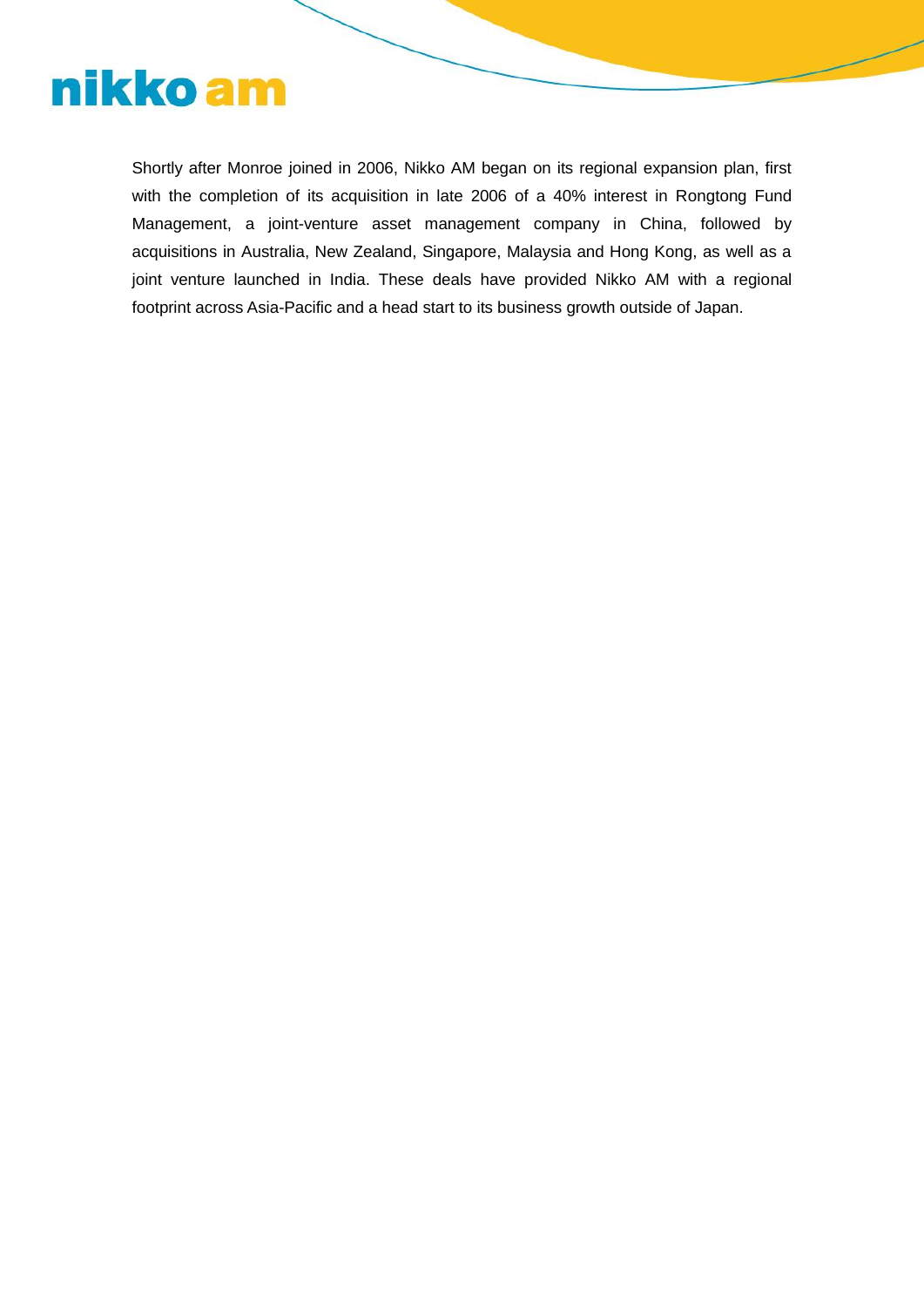Shortly after Monroe joined in 2006, Nikko AM began on its regional expansion plan, first with the completion of its acquisition in late 2006 of a 40% interest in Rongtong Fund Management, a joint-venture asset management company in China, followed by acquisitions in Australia, New Zealand, Singapore, Malaysia and Hong Kong, as well as a joint venture launched in India. These deals have provided Nikko AM with a regional footprint across Asia-Pacific and a head start to its business growth outside of Japan.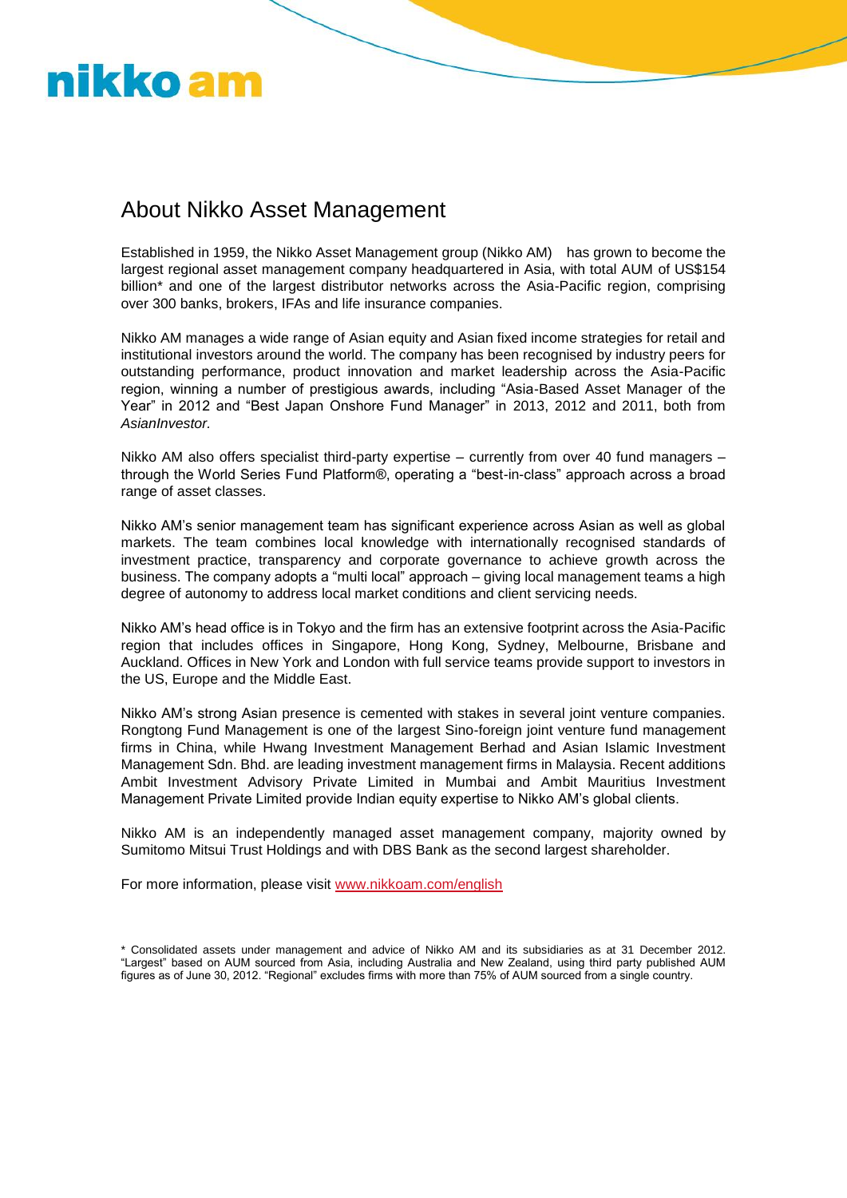## About Nikko Asset Management

Established in 1959, the Nikko Asset Management group (Nikko AM) has grown to become the largest regional asset management company headquartered in Asia, with total AUM of US$154 billion* and one of the largest distributor networks across the Asia-Pacific region, comprising over 300 banks, brokers, IFAs and life insurance companies.

Nikko AM manages a wide range of Asian equity and Asian fixed income strategies for retail and institutional investors around the world. The company has been recognised by industry peers for outstanding performance, product innovation and market leadership across the Asia-Pacific region, winning a number of prestigious awards, including "Asia-Based Asset Manager of the Year" in 2012 and "Best Japan Onshore Fund Manager" in 2013, 2012 and 2011, both from *AsianInvestor.*

Nikko AM also offers specialist third-party expertise – currently from over 40 fund managers – through the World Series Fund Platform®, operating a "best-in-class" approach across a broad range of asset classes.

Nikko AM's senior management team has significant experience across Asian as well as global markets. The team combines local knowledge with internationally recognised standards of investment practice, transparency and corporate governance to achieve growth across the business. The company adopts a "multi local" approach – giving local management teams a high degree of autonomy to address local market conditions and client servicing needs.

Nikko AM's head office is in Tokyo and the firm has an extensive footprint across the Asia-Pacific region that includes offices in Singapore, Hong Kong, Sydney, Melbourne, Brisbane and Auckland. Offices in New York and London with full service teams provide support to investors in the US, Europe and the Middle East.

Nikko AM's strong Asian presence is cemented with stakes in several joint venture companies. Rongtong Fund Management is one of the largest Sino-foreign joint venture fund management firms in China, while Hwang Investment Management Berhad and Asian Islamic Investment Management Sdn. Bhd. are leading investment management firms in Malaysia. Recent additions Ambit Investment Advisory Private Limited in Mumbai and Ambit Mauritius Investment Management Private Limited provide Indian equity expertise to Nikko AM's global clients.

Nikko AM is an independently managed asset management company, majority owned by Sumitomo Mitsui Trust Holdings and with DBS Bank as the second largest shareholder.

For more information, please visit www.nikkoam.com/english

* Consolidated assets under management and advice of Nikko AM and its subsidiaries as at 31 December 2012. "Largest" based on AUM sourced from Asia, including Australia and New Zealand, using third party published AUM figures as of June 30, 2012. "Regional" excludes firms with more than 75% of AUM sourced from a single country.